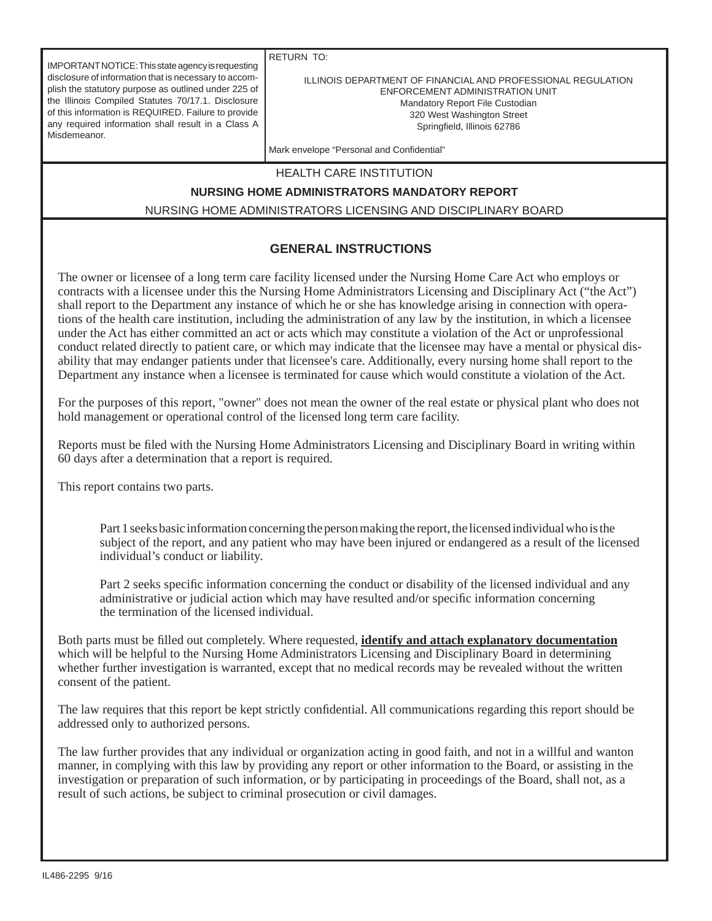IMPORTANT NOTICE: This state agency is requesting disclosure of information that is necessary to accomplish the statutory purpose as outlined under 225 of the Illinois Compiled Statutes 70/17.1. Disclosure of this information is REQUIRED. Failure to provide any required information shall result in a Class A Misdemeanor.

RETURN TO:

ILLINOIS DEPARTMENT OF FINANCIAL AND PROFESSIONAL REGULATION
ENFORCEMENT ADMINISTRATION UNIT
Mandatory Report File Custodian
320 West Washington Street
Springfield, Illinois 62786

Mark envelope "Personal and Confidential"

HEALTH CARE INSTITUTION

**NURSING HOME ADMINISTRATORS MANDATORY REPORT**

NURSING HOME ADMINISTRATORS LICENSING AND DISCIPLINARY BOARD

## GENERAL INSTRUCTIONS

The owner or licensee of a long term care facility licensed under the Nursing Home Care Act who employs or contracts with a licensee under this the Nursing Home Administrators Licensing and Disciplinary Act ("the Act") shall report to the Department any instance of which he or she has knowledge arising in connection with operations of the health care institution, including the administration of any law by the institution, in which a licensee under the Act has either committed an act or acts which may constitute a violation of the Act or unprofessional conduct related directly to patient care, or which may indicate that the licensee may have a mental or physical disability that may endanger patients under that licensee's care. Additionally, every nursing home shall report to the Department any instance when a licensee is terminated for cause which would constitute a violation of the Act.

For the purposes of this report, "owner" does not mean the owner of the real estate or physical plant who does not hold management or operational control of the licensed long term care facility.

Reports must be filed with the Nursing Home Administrators Licensing and Disciplinary Board in writing within 60 days after a determination that a report is required.

This report contains two parts.

Part 1 seeks basic information concerning the person making the report, the licensed individual who is the subject of the report, and any patient who may have been injured or endangered as a result of the licensed individual's conduct or liability.

Part 2 seeks specific information concerning the conduct or disability of the licensed individual and any administrative or judicial action which may have resulted and/or specific information concerning the termination of the licensed individual.

Both parts must be filled out completely. Where requested, **identify and attach explanatory documentation** which will be helpful to the Nursing Home Administrators Licensing and Disciplinary Board in determining whether further investigation is warranted, except that no medical records may be revealed without the written consent of the patient.

The law requires that this report be kept strictly confidential. All communications regarding this report should be addressed only to authorized persons.

The law further provides that any individual or organization acting in good faith, and not in a willful and wanton manner, in complying with this law by providing any report or other information to the Board, or assisting in the investigation or preparation of such information, or by participating in proceedings of the Board, shall not, as a result of such actions, be subject to criminal prosecution or civil damages.

IL486-2295 9/16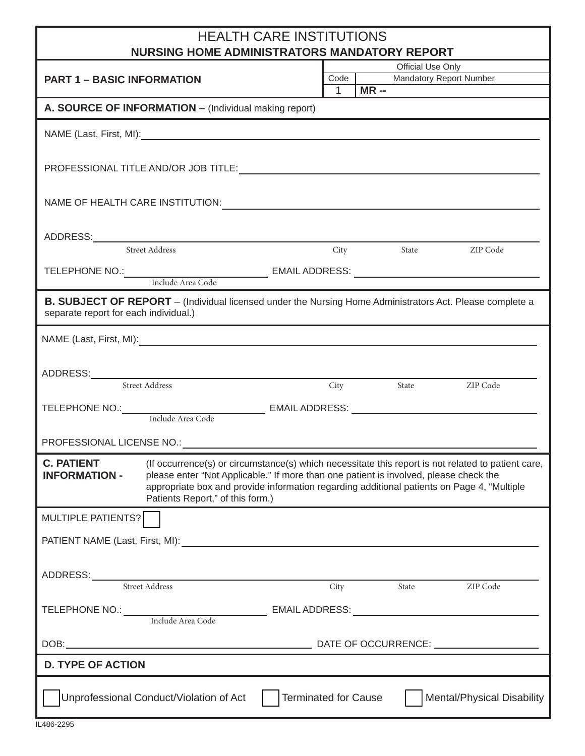# HEALTH CARE INSTITUTIONS

## NURSING HOME ADMINISTRATORS MANDATORY REPORT

| PART 1 – BASIC INFORMATION | Official Use Only | |
|---|---|---|
| | Code | Mandatory Report Number |
| | 1 | MR -- |

### A. SOURCE OF INFORMATION – (Individual making report)

NAME (Last, First, MI): ______________________________

PROFESSIONAL TITLE AND/OR JOB TITLE: ______________________________

NAME OF HEALTH CARE INSTITUTION: ______________________________

ADDRESS: ______________________________
Street Address City State ZIP Code

TELEPHONE NO.: ______________ (Include Area Code) EMAIL ADDRESS: ______________

### B. SUBJECT OF REPORT – (Individual licensed under the Nursing Home Administrators Act. Please complete a separate report for each individual.)

NAME (Last, First, MI): ______________________________

ADDRESS: ______________________________
Street Address City State ZIP Code

TELEPHONE NO.: ______________ (Include Area Code) EMAIL ADDRESS: ______________

PROFESSIONAL LICENSE NO.: ______________________________

### C. PATIENT INFORMATION -

(If occurrence(s) or circumstance(s) which necessitate this report is not related to patient care, please enter "Not Applicable." If more than one patient is involved, please check the appropriate box and provide information regarding additional patients on Page 4, "Multiple Patients Report," of this form.)

MULTIPLE PATIENTS? ☐

PATIENT NAME (Last, First, MI): ______________________________

ADDRESS: ______________________________
Street Address City State ZIP Code

TELEPHONE NO.: ______________ (Include Area Code) EMAIL ADDRESS: ______________

DOB: ______________ DATE OF OCCURRENCE: ______________

### D. TYPE OF ACTION

☐ Unprofessional Conduct/Violation of Act ☐ Terminated for Cause ☐ Mental/Physical Disability

IL486-2295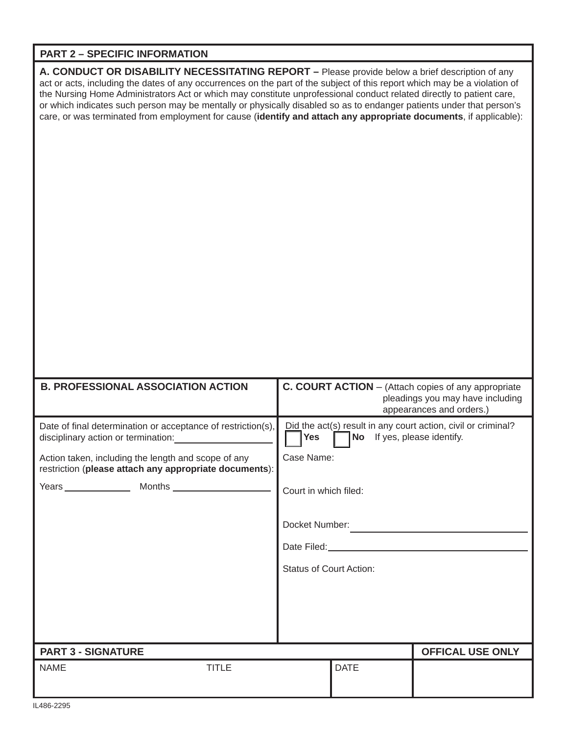## PART 2 – SPECIFIC INFORMATION

**A. CONDUCT OR DISABILITY NECESSITATING REPORT –** Please provide below a brief description of any act or acts, including the dates of any occurrences on the part of the subject of this report which may be a violation of the Nursing Home Administrators Act or which may constitute unprofessional conduct related directly to patient care, or which indicates such person may be mentally or physically disabled so as to endanger patients under that person's care, or was terminated from employment for cause (**identify and attach any appropriate documents**, if applicable):

**B. PROFESSIONAL ASSOCIATION ACTION**

Date of final determination or acceptance of restriction(s), disciplinary action or termination: ____________________

Action taken, including the length and scope of any restriction (**please attach any appropriate documents**):

Years ______________ Months ____________________

**C. COURT ACTION** – (Attach copies of any appropriate pleadings you may have including appearances and orders.)

Did the act(s) result in any court action, civil or criminal?

☐ **Yes** ☐ **No** If yes, please identify.

Case Name:

Court in which filed:

Docket Number: ________________________________

Date Filed: ____________________________________

Status of Court Action:

## PART 3 - SIGNATURE

| NAME | TITLE | DATE | OFFICAL USE ONLY |
|---|---|---|---|
| | | | |

IL486-2295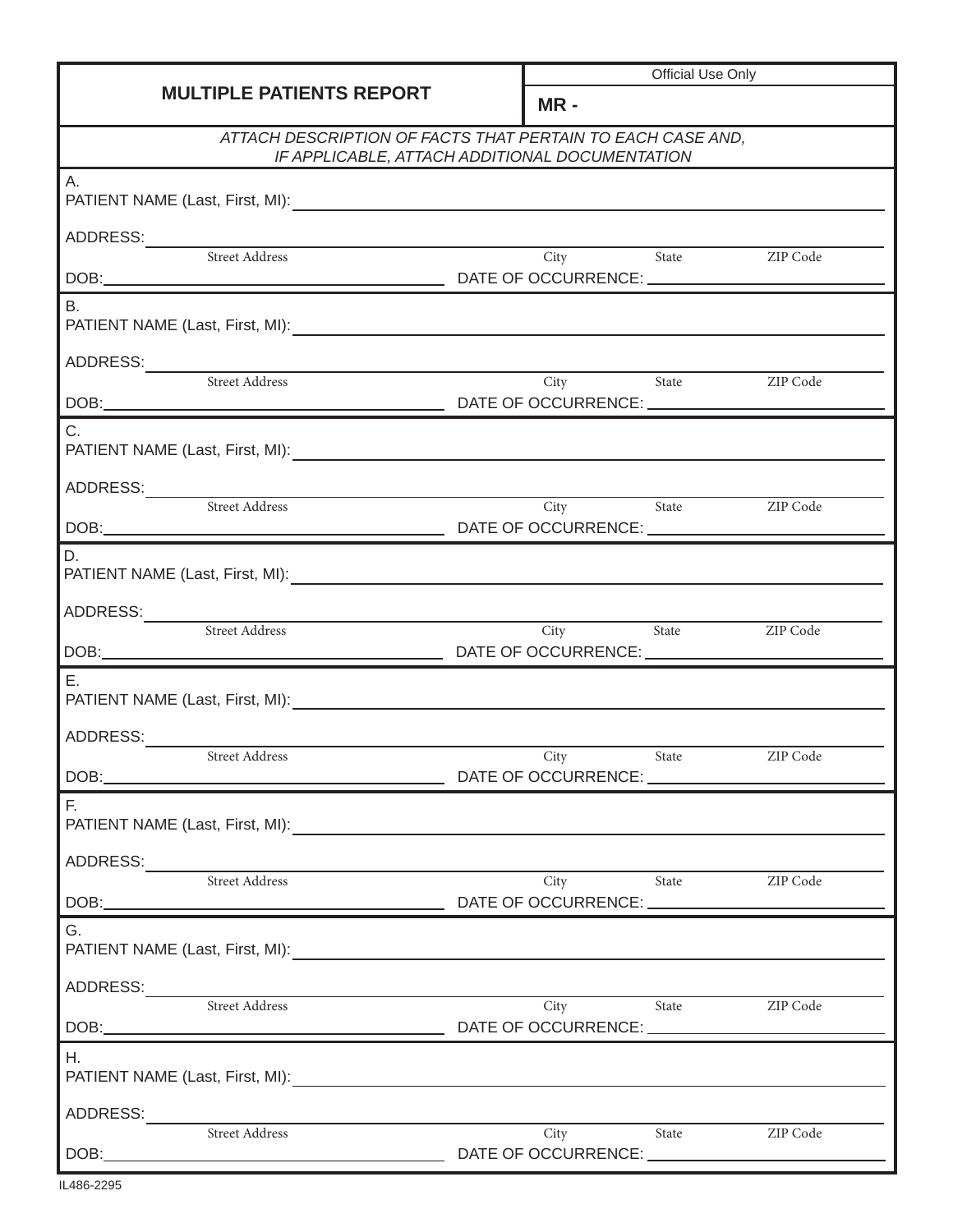| MULTIPLE PATIENTS REPORT | Official Use Only<br>**MR -** |
|---|---|

*ATTACH DESCRIPTION OF FACTS THAT PERTAIN TO EACH CASE AND, IF APPLICABLE, ATTACH ADDITIONAL DOCUMENTATION*

A.
PATIENT NAME (Last, First, MI): ______________________________

ADDRESS: ______________________________
Street Address City State ZIP Code

DOB: ______________________ DATE OF OCCURRENCE: ______________________

B.
PATIENT NAME (Last, First, MI): ______________________________

ADDRESS: ______________________________
Street Address City State ZIP Code

DOB: ______________________ DATE OF OCCURRENCE: ______________________

C.
PATIENT NAME (Last, First, MI): ______________________________

ADDRESS: ______________________________
Street Address City State ZIP Code

DOB: ______________________ DATE OF OCCURRENCE: ______________________

D.
PATIENT NAME (Last, First, MI): ______________________________

ADDRESS: ______________________________
Street Address City State ZIP Code

DOB: ______________________ DATE OF OCCURRENCE: ______________________

E.
PATIENT NAME (Last, First, MI): ______________________________

ADDRESS: ______________________________
Street Address City State ZIP Code

DOB: ______________________ DATE OF OCCURRENCE: ______________________

F.
PATIENT NAME (Last, First, MI): ______________________________

ADDRESS: ______________________________
Street Address City State ZIP Code

DOB: ______________________ DATE OF OCCURRENCE: ______________________

G.
PATIENT NAME (Last, First, MI): ______________________________

ADDRESS: ______________________________
Street Address City State ZIP Code

DOB: ______________________ DATE OF OCCURRENCE: ______________________

H.
PATIENT NAME (Last, First, MI): ______________________________

ADDRESS: ______________________________
Street Address City State ZIP Code

DOB: ______________________ DATE OF OCCURRENCE: ______________________

IL486-2295